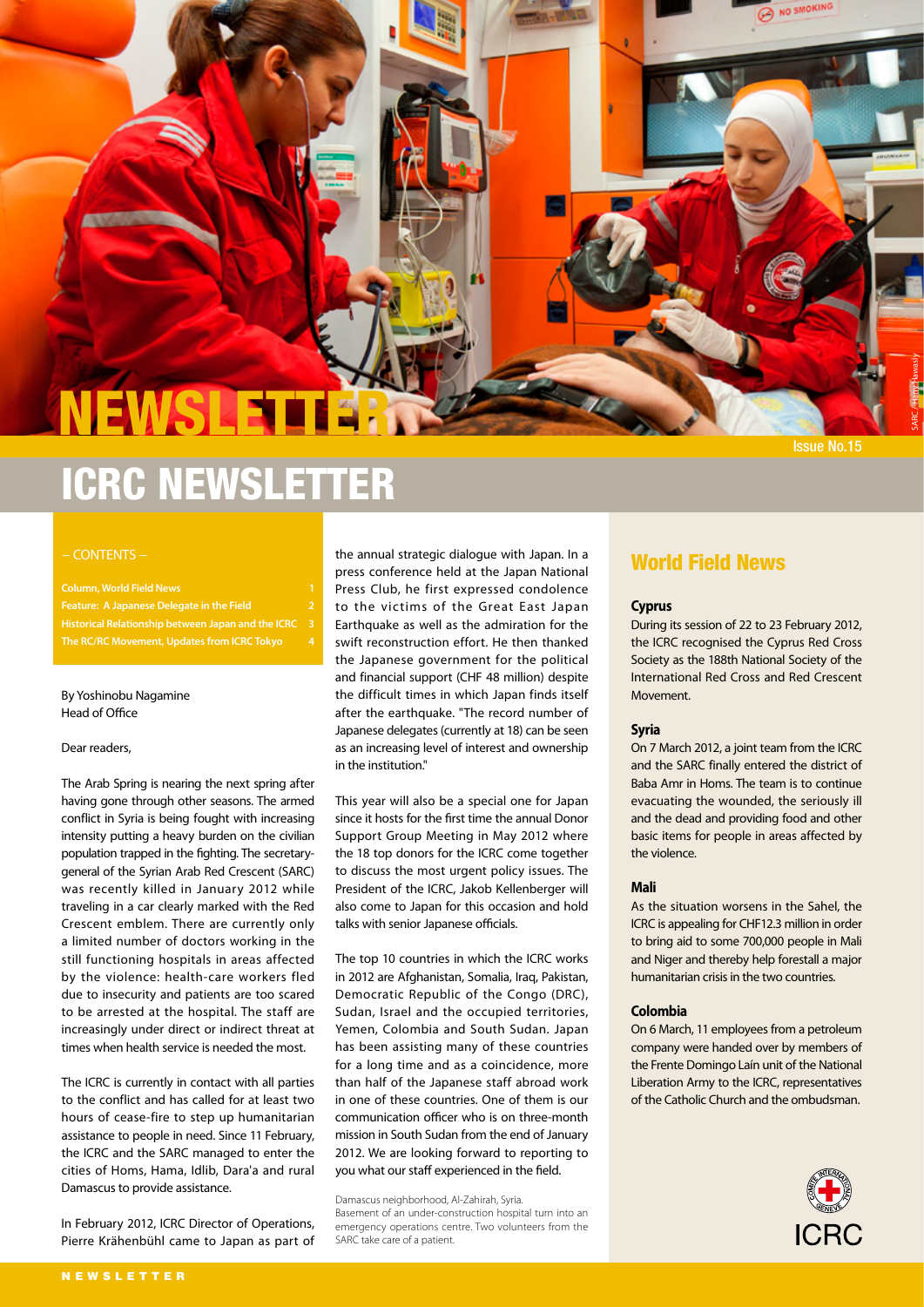# NEWSLETTER

Issue No.15

# ICRC NEWSLETTER

– CONTENTS –

- Column, World Field News 1
- Feature: A Japanese Delegate in the Field 2
- Historical Relationship between Japan and the ICRC 3
- The RC/RC Movement, Updates from ICRC Tokyo 4

By Yoshinobu Nagamine
Head of Office

Dear readers,

The Arab Spring is nearing the next spring after having gone through other seasons. The armed conflict in Syria is being fought with increasing intensity putting a heavy burden on the civilian population trapped in the fighting. The secretary-general of the Syrian Arab Red Crescent (SARC) was recently killed in January 2012 while traveling in a car clearly marked with the Red Crescent emblem. There are currently only a limited number of doctors working in the still functioning hospitals in areas affected by the violence: health-care workers fled due to insecurity and patients are too scared to be arrested at the hospital. The staff are increasingly under direct or indirect threat at times when health service is needed the most.

The ICRC is currently in contact with all parties to the conflict and has called for at least two hours of cease-fire to step up humanitarian assistance to people in need. Since 11 February, the ICRC and the SARC managed to enter the cities of Homs, Hama, Idlib, Dara'a and rural Damascus to provide assistance.

In February 2012, ICRC Director of Operations, Pierre Krähenbühl came to Japan as part of the annual strategic dialogue with Japan. In a press conference held at the Japan National Press Club, he first expressed condolence to the victims of the Great East Japan Earthquake as well as the admiration for the swift reconstruction effort. He then thanked the Japanese government for the political and financial support (CHF 48 million) despite the difficult times in which Japan finds itself after the earthquake. "The record number of Japanese delegates (currently at 18) can be seen as an increasing level of interest and ownership in the institution."

This year will also be a special one for Japan since it hosts for the first time the annual Donor Support Group Meeting in May 2012 where the 18 top donors for the ICRC come together to discuss the most urgent policy issues. The President of the ICRC, Jakob Kellenberger will also come to Japan for this occasion and hold talks with senior Japanese officials.

The top 10 countries in which the ICRC works in 2012 are Afghanistan, Somalia, Iraq, Pakistan, Democratic Republic of the Congo (DRC), Sudan, Israel and the occupied territories, Yemen, Colombia and South Sudan. Japan has been assisting many of these countries for a long time and as a coincidence, more than half of the Japanese staff abroad work in one of these countries. One of them is our communication officer who is on three-month mission in South Sudan from the end of January 2012. We are looking forward to reporting to you what our staff experienced in the field.

Damascus neighborhood, Al-Zahirah, Syria.
Basement of an under-construction hospital turn into an emergency operations centre. Two volunteers from the SARC take care of a patient.

## World Field News

### Cyprus

During its session of 22 to 23 February 2012, the ICRC recognised the Cyprus Red Cross Society as the 188th National Society of the International Red Cross and Red Crescent Movement.

### Syria

On 7 March 2012, a joint team from the ICRC and the SARC finally entered the district of Baba Amr in Homs. The team is to continue evacuating the wounded, the seriously ill and the dead and providing food and other basic items for people in areas affected by the violence.

### Mali

As the situation worsens in the Sahel, the ICRC is appealing for CHF12.3 million in order to bring aid to some 700,000 people in Mali and Niger and thereby help forestall a major humanitarian crisis in the two countries.

### Colombia

On 6 March, 11 employees from a petroleum company were handed over by members of the Frente Domingo Laín unit of the National Liberation Army to the ICRC, representatives of the Catholic Church and the ombudsman.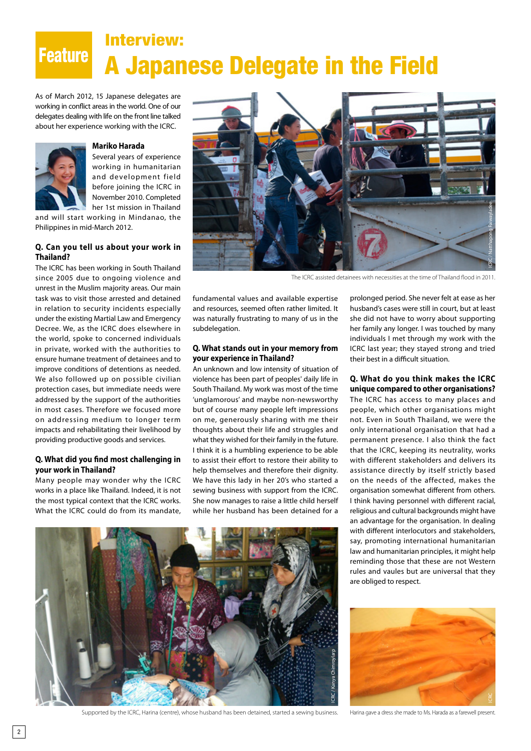# Feature

## Interview: A Japanese Delegate in the Field

As of March 2012, 15 Japanese delegates are working in conflict areas in the world. One of our delegates dealing with life on the front line talked about her experience working with the ICRC.

**Mariko Harada**

Several years of experience working in humanitarian and development field before joining the ICRC in November 2010. Completed her 1st mission in Thailand and will start working in Mindanao, the Philippines in mid-March 2012.

### Q. Can you tell us about your work in Thailand?

The ICRC has been working in South Thailand since 2005 due to ongoing violence and unrest in the Muslim majority areas. Our main task was to visit those arrested and detained in relation to security incidents especially under the existing Martial Law and Emergency Decree. We, as the ICRC does elsewhere in the world, spoke to concerned individuals in private, worked with the authorities to ensure humane treatment of detainees and to improve conditions of detentions as needed. We also followed up on possible civilian protection cases, but immediate needs were addressed by the support of the authorities in most cases. Therefore we focused more on addressing medium to longer term impacts and rehabilitating their livelihood by providing productive goods and services.

### Q. What did you find most challenging in your work in Thailand?

Many people may wonder why the ICRC works in a place like Thailand. Indeed, it is not the most typical context that the ICRC works. What the ICRC could do from its mandate, fundamental values and available expertise and resources, seemed often rather limited. It was naturally frustrating to many of us in the subdelegation.

The ICRC assisted detainees with necessities at the time of Thailand flood in 2011.

### Q. What stands out in your memory from your experience in Thailand?

An unknown and low intensity of situation of violence has been part of peoples' daily life in South Thailand. My work was most of the time 'unglamorous' and maybe non-newsworthy but of course many people left impressions on me, generously sharing with me their thoughts about their life and struggles and what they wished for their family in the future. I think it is a humbling experience to be able to assist their effort to restore their ability to help themselves and therefore their dignity. We have this lady in her 20's who started a sewing business with support from the ICRC. She now manages to raise a little child herself while her husband has been detained for a prolonged period. She never felt at ease as her husband's cases were still in court, but at least she did not have to worry about supporting her family any longer. I was touched by many individuals I met through my work with the ICRC last year; they stayed strong and tried their best in a difficult situation.

### Q. What do you think makes the ICRC unique compared to other organisations?

The ICRC has access to many places and people, which other organisations might not. Even in South Thailand, we were the only international organisation that had a permanent presence. I also think the fact that the ICRC, keeping its neutrality, works with different stakeholders and delivers its assistance directly by itself strictly based on the needs of the affected, makes the organisation somewhat different from others. I think having personnel with different racial, religious and cultural backgrounds might have an advantage for the organisation. In dealing with different interlocutors and stakeholders, say, promoting international humanitarian law and humanitarian principles, it might help reminding those that these are not Western rules and vaules but are universal that they are obliged to respect.

Supported by the ICRC, Harina (centre), whose husband has been detained, started a sewing business.

Harina gave a dress she made to Ms. Harada as a farewell present.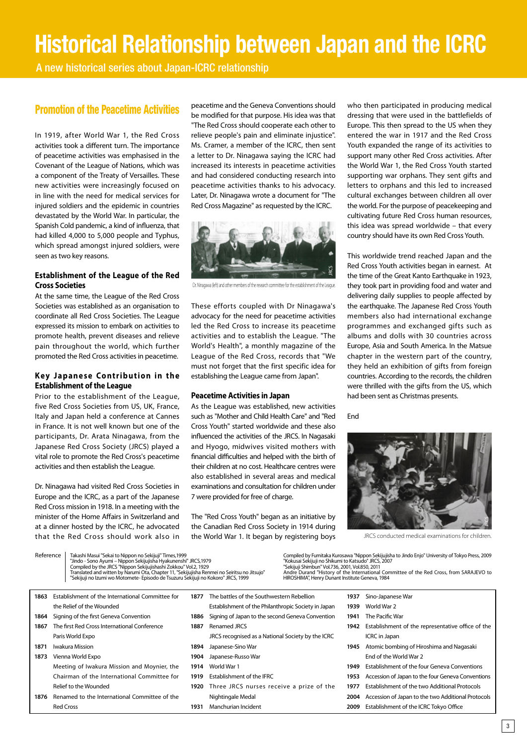# Historical Relationship between Japan and the ICRC

A new historical series about Japan-ICRC relationship

## Promotion of the Peacetime Activities

In 1919, after World War 1, the Red Cross activities took a different turn. The importance of peacetime activities was emphasised in the Covenant of the League of Nations, which was a component of the Treaty of Versailles. These new activities were increasingly focused on in line with the need for medical services for injured soldiers and the epidemic in countries devastated by the World War. In particular, the Spanish Cold pandemic, a kind of influenza, that had killed 4,000 to 5,000 people and Typhus, which spread amongst injured soldiers, were seen as two key reasons.

### Establishment of the League of the Red Cross Societies

At the same time, the League of the Red Cross Societies was established as an organisation to coordinate all Red Cross Societies. The League expressed its mission to embark on activities to promote health, prevent diseases and relieve pain throughout the world, which further promoted the Red Cross activities in peacetime.

### Key Japanese Contribution in the Establishment of the League

Prior to the establishment of the League, five Red Cross Societies from US, UK, France, Italy and Japan held a conference at Cannes in France. It is not well known but one of the participants, Dr. Arata Ninagawa, from the Japanese Red Cross Society (JRCS) played a vital role to promote the Red Cross's peacetime activities and then establish the League.

Dr. Ninagawa had visited Red Cross Societies in Europe and the ICRC, as a part of the Japanese Red Cross mission in 1918. In a meeting with the minister of the Home Affairs in Switzerland and at a dinner hosted by the ICRC, he advocated that the Red Cross should work also in peacetime and the Geneva Conventions should be modified for that purpose. His idea was that "The Red Cross should cooperate each other to relieve people's pain and eliminate injustice". Ms. Cramer, a member of the ICRC, then sent a letter to Dr. Ninagawa saying the ICRC had increased its interests in peacetime activities and had considered conducting research into peacetime activities thanks to his advocacy. Later, Dr. Ninagawa wrote a document for "The Red Cross Magazine" as requested by the ICRC.

Dr. Ninagawa (left) and other members of the research committee for the establishment of the League.

These efforts coupled with Dr Ninagawa's advocacy for the need for peacetime activities led the Red Cross to increase its peacetime activities and to establish the League. "The World's Health", a monthly magazine of the League of the Red Cross, records that "We must not forget that the first specific idea for establishing the League came from Japan".

### Peacetime Activities in Japan

As the League was established, new activities such as "Mother and Child Health Care" and "Red Cross Youth" started worldwide and these also influenced the activities of the JRCS. In Nagasaki and Hyogo, midwives visited mothers with financial difficulties and helped with the birth of their children at no cost. Healthcare centres were also established in several areas and medical examinations and consultation for children under 7 were provided for free of charge.

The "Red Cross Youth" began as an initiative by the Canadian Red Cross Society in 1914 during the World War 1. It began by registering boys who then participated in producing medical dressing that were used in the battlefields of Europe. This then spread to the US when they entered the war in 1917 and the Red Cross Youth expanded the range of its activities to support many other Red Cross activities. After the World War 1, the Red Cross Youth started supporting war orphans. They sent gifts and letters to orphans and this led to increased cultural exchanges between children all over the world. For the purpose of peacekeeping and cultivating future Red Cross human resources, this idea was spread worldwide – that every country should have its own Red Cross Youth.

This worldwide trend reached Japan and the Red Cross Youth activities began in earnest. At the time of the Great Kanto Earthquake in 1923, they took part in providing food and water and delivering daily supplies to people affected by the earthquake. The Japanese Red Cross Youth members also had international exchange programmes and exchanged gifts such as albums and dolls with 30 countries across Europe, Asia and South America. In the Matsue chapter in the western part of the country, they held an exhibition of gifts from foreign countries. According to the records, the children were thrilled with the gifts from the US, which had been sent as Christmas presents.

End

JRCS conducted medical examinations for children.

Reference
Takashi Masui "Sekai to Nippon no Sekijuji" Times,1999
"Jindo - Sono Ayumi – Nippon Sekijujisha Hyakunenshi" JRCS,1979
Compiled by the JRCS "Nippon Sekijujishashi Zokkou" Vol.2, 1929
Translated and witten by Narumi Ota, Chapter 11, "Sekijujisha Renmei no Seiritsu no Jitsujo"
"Sekijuji no Izumi wo Motomete- Episodo de Tsuzuru Sekijuji no Kokoro" JRCS, 1999
Compiled by Fumitaka Kurosawa "Nippon Sekijujisha to Jindo Enjo" University of Tokyo Press, 2009
"Kokusai Sekijuji no Shikumi to Katsudo" JRCS, 2007
"Sekijuji Shimbun" Vol.736, 2001, Vol.850, 2011
Andre Durand "History of the International Committee of the Red Cross, from SARAJEVO to HIROSHIMA", Henry Dunant Institute Geneva, 1984

| Year | Event |
|---|---|
| 1863 | Establishment of the International Committee for the Relief of the Wounded |
| 1864 | Signing of the first Geneva Convention |
| 1867 | The first Red Cross International Conference; Paris World Expo |
| 1871 | Iwakura Mission |
| 1873 | Vienna World Expo; Meeting of Iwakura Mission and Moynier, the Chairman of the International Committee for Relief to the Wounded |
| 1876 | Renamed to the International Committee of the Red Cross |
| 1877 | The battles of the Southwestern Rebellion; Establishment of the Philanthropic Society in Japan |
| 1886 | Signing of Japan to the second Geneva Convention |
| 1887 | Renamed JRCS; JRCS recognised as a National Society by the ICRC |
| 1894 | Japanese-Sino War |
| 1904 | Japanese-Russo War |
| 1914 | World War 1 |
| 1919 | Establishment of the IFRC |
| 1920 | Three JRCS nurses receive a prize of the Nightingale Medal |
| 1931 | Manchurian Incident |
| 1937 | Sino-Japanese War |
| 1939 | World War 2 |
| 1941 | The Pacific War |
| 1942 | Establishment of the representative office of the ICRC in Japan |
| 1945 | Atomic bombing of Hiroshima and Nagasaki; End of the World War 2 |
| 1949 | Establishment of the four Geneva Conventions |
| 1953 | Accession of Japan to the four Geneva Conventions |
| 1977 | Establishment of the two Additional Protocols |
| 2004 | Accession of Japan to the two Additional Protocols |
| 2009 | Establishment of the ICRC Tokyo Office |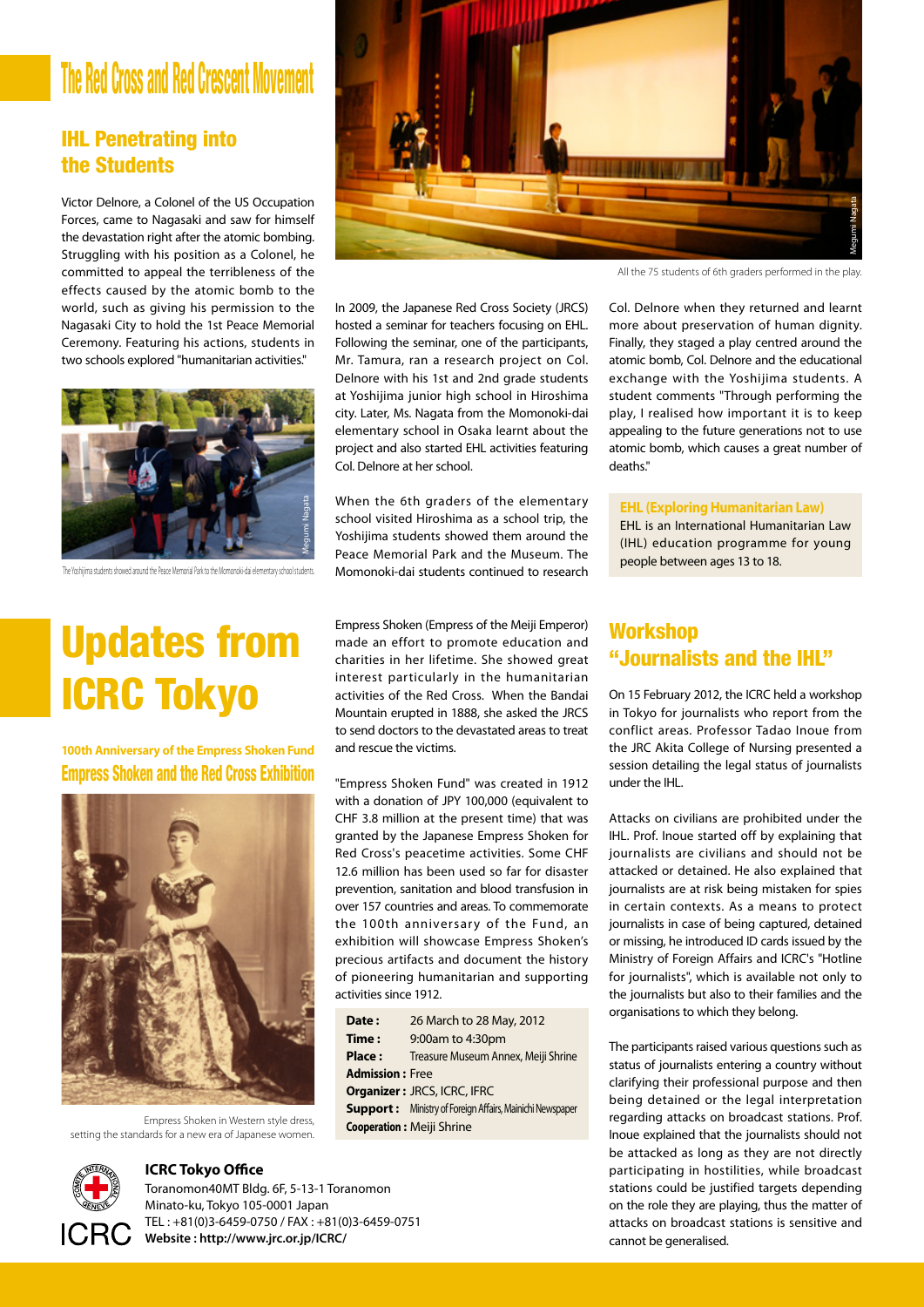# The Red Cross and Red Crescent Movement

## IHL Penetrating into the Students

Victor Delnore, a Colonel of the US Occupation Forces, came to Nagasaki and saw for himself the devastation right after the atomic bombing. Struggling with his position as a Colonel, he committed to appeal the terribleness of the effects caused by the atomic bomb to the world, such as giving his permission to the Nagasaki City to hold the 1st Peace Memorial Ceremony. Featuring his actions, students in two schools explored "humanitarian activities."

Megumi Nagata

The Yoshijima students showed around the Peace Memorial Park to the Momonoki-dai elementary school students.

Megumi Nagata

All the 75 students of 6th graders performed in the play.

In 2009, the Japanese Red Cross Society (JRCS) hosted a seminar for teachers focusing on EHL. Following the seminar, one of the participants, Mr. Tamura, ran a research project on Col. Delnore with his 1st and 2nd grade students at Yoshijima junior high school in Hiroshima city. Later, Ms. Nagata from the Momonoki-dai elementary school in Osaka learnt about the project and also started EHL activities featuring Col. Delnore at her school.

When the 6th graders of the elementary school visited Hiroshima as a school trip, the Yoshijima students showed them around the Peace Memorial Park and the Museum. The Momonoki-dai students continued to research Col. Delnore when they returned and learnt more about preservation of human dignity. Finally, they staged a play centred around the atomic bomb, Col. Delnore and the educational exchange with the Yoshijima students. A student comments "Through performing the play, I realised how important it is to keep appealing to the future generations not to use atomic bomb, which causes a great number of deaths."

**EHL (Exploring Humanitarian Law)**
EHL is an International Humanitarian Law (IHL) education programme for young people between ages 13 to 18.

# Updates from ICRC Tokyo

### 100th Anniversary of the Empress Shoken Fund
### Empress Shoken and the Red Cross Exhibition

Empress Shoken in Western style dress, setting the standards for a new era of Japanese women.

Empress Shoken (Empress of the Meiji Emperor) made an effort to promote education and charities in her lifetime. She showed great interest particularly in the humanitarian activities of the Red Cross. When the Bandai Mountain erupted in 1888, she asked the JRCS to send doctors to the devastated areas to treat and rescue the victims.

"Empress Shoken Fund" was created in 1912 with a donation of JPY 100,000 (equivalent to CHF 3.8 million at the present time) that was granted by the Japanese Empress Shoken for Red Cross's peacetime activities. Some CHF 12.6 million has been used so far for disaster prevention, sanitation and blood transfusion in over 157 countries and areas. To commemorate the 100th anniversary of the Fund, an exhibition will showcase Empress Shoken's precious artifacts and document the history of pioneering humanitarian and supporting activities since 1912.

**Date :** 26 March to 28 May, 2012
**Time :** 9:00am to 4:30pm
**Place :** Treasure Museum Annex, Meiji Shrine
**Admission :** Free
**Organizer :** JRCS, ICRC, IFRC
**Support :** Ministry of Foreign Affairs, Mainichi Newspaper
**Cooperation :** Meiji Shrine

## Workshop "Journalists and the IHL"

On 15 February 2012, the ICRC held a workshop in Tokyo for journalists who report from the conflict areas. Professor Tadao Inoue from the JRC Akita College of Nursing presented a session detailing the legal status of journalists under the IHL.

Attacks on civilians are prohibited under the IHL. Prof. Inoue started off by explaining that journalists are civilians and should not be attacked or detained. He also explained that journalists are at risk being mistaken for spies in certain contexts. As a means to protect journalists in case of being captured, detained or missing, he introduced ID cards issued by the Ministry of Foreign Affairs and ICRC's "Hotline for journalists", which is available not only to the journalists but also to their families and the organisations to which they belong.

The participants raised various questions such as status of journalists entering a country without clarifying their professional purpose and then being detained or the legal interpretation regarding attacks on broadcast stations. Prof. Inoue explained that the journalists should not be attacked as long as they are not directly participating in hostilities, while broadcast stations could be justified targets depending on the role they are playing, thus the matter of attacks on broadcast stations is sensitive and cannot be generalised.

**ICRC Tokyo Office**
Toranomon40MT Bldg. 6F, 5-13-1 Toranomon
Minato-ku, Tokyo 105-0001 Japan
TEL : +81(0)3-6459-0750 / FAX : +81(0)3-6459-0751
**Website : http://www.jrc.or.jp/ICRC/**